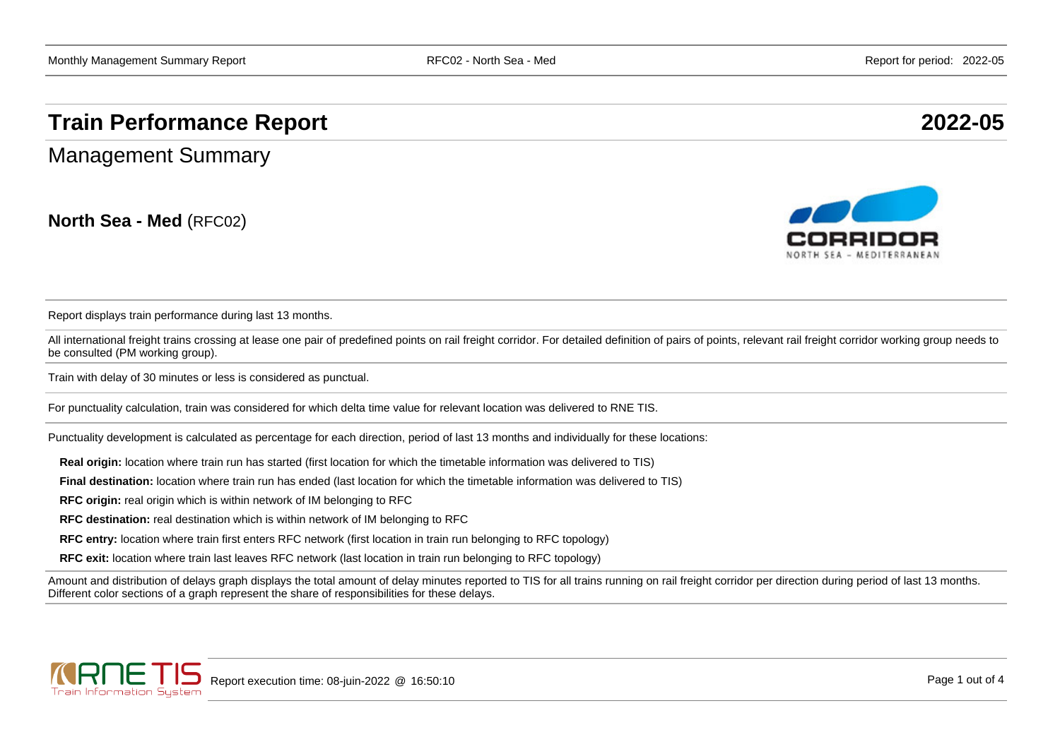# Train Performance Report 2022-05

## Management Summary

**North Sea - Med** (RFC02)

Report displays train performance during last 13 months.

All international freight trains crossing at lease one pair of predefined points on rail freight corridor. For detailed definition of pairs of points, relevant rail freight corridor working group needs to be consulted (PM working group).

Train with delay of 30 minutes or less is considered as punctual.

For punctuality calculation, train was considered for which delta time value for relevant location was delivered to RNE TIS.

Punctuality development is calculated as percentage for each direction, period of last 13 months and individually for these locations:

**Real origin:** location where train run has started (first location for which the timetable information was delivered to TIS)

**Final destination:** location where train run has ended (last location for which the timetable information was delivered to TIS)

**RFC origin:** real origin which is within network of IM belonging to RFC

**RFC destination:** real destination which is within network of IM belonging to RFC

**RFC entry:** location where train first enters RFC network (first location in train run belonging to RFC topology)

**RFC exit:** location where train last leaves RFC network (last location in train run belonging to RFC topology)

Amount and distribution of delays graph displays the total amount of delay minutes reported to TIS for all trains running on rail freight corridor per direction during period of last 13 months. Different color sections of a graph represent the share of responsibilities for these delays.

Report execution time: 08-juin-2022 @ 16:50:10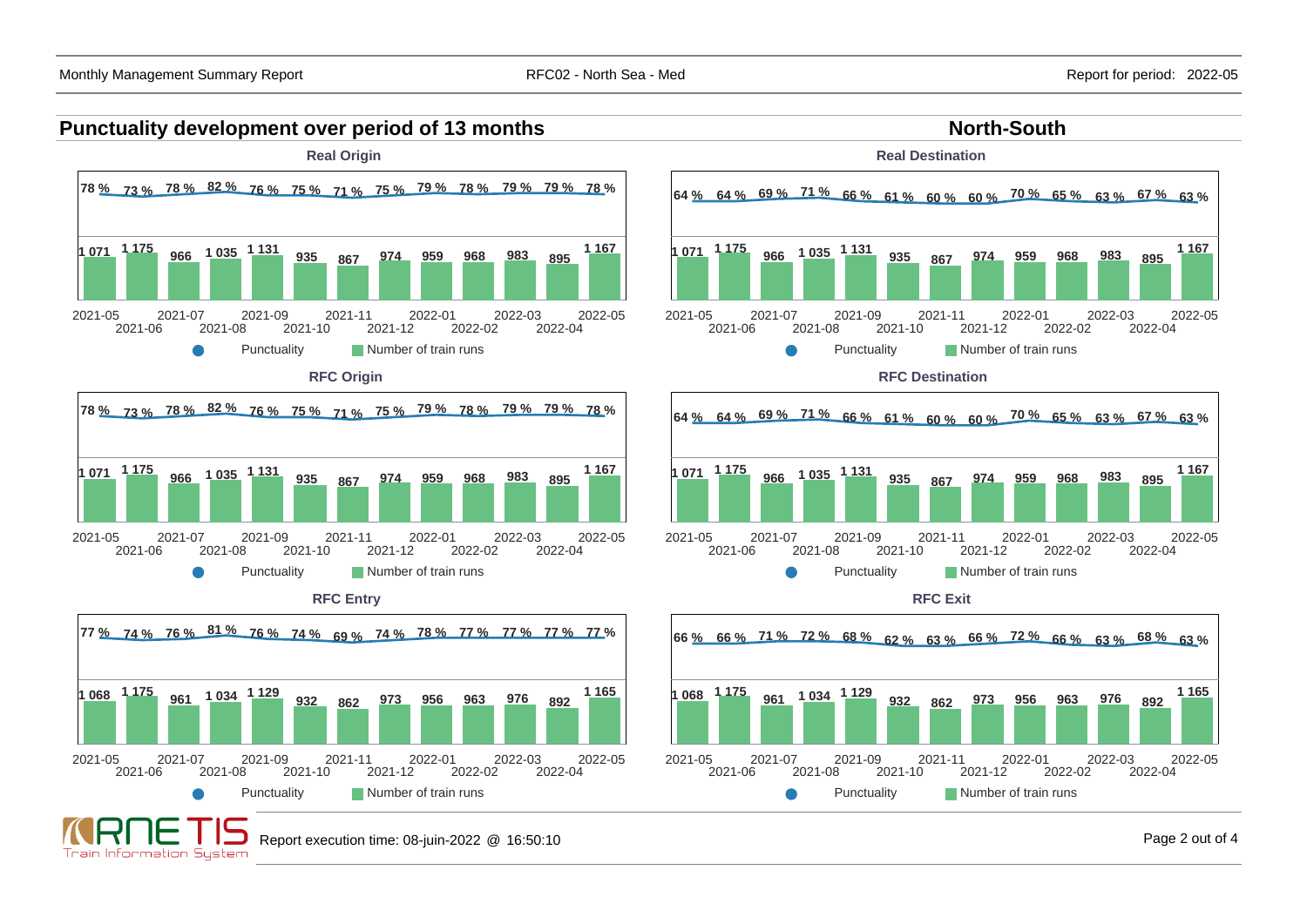# Punctuality development over period of 13 months

## North-South

### Real Origin

| Month | Punctuality | Number of train runs |
|---|---|---|
| 2021-05 | 78 % | 1 071 |
| 2021-06 | 73 % | 1 175 |
| 2021-07 | 78 % | 966 |
| 2021-08 | 82 % | 1 035 |
| 2021-09 | 76 % | 1 131 |
| 2021-10 | 75 % | 935 |
| 2021-11 | 71 % | 867 |
| 2021-12 | 75 % | 974 |
| 2022-01 | 79 % | 959 |
| 2022-02 | 78 % | 968 |
| 2022-03 | 79 % | 983 |
| 2022-04 | 79 % | 895 |
| 2022-05 | 78 % | 1 167 |

### Real Destination

| Month | Punctuality | Number of train runs |
|---|---|---|
| 2021-05 | 64 % | 1 071 |
| 2021-06 | 64 % | 1 175 |
| 2021-07 | 69 % | 966 |
| 2021-08 | 71 % | 1 035 |
| 2021-09 | 66 % | 1 131 |
| 2021-10 | 61 % | 935 |
| 2021-11 | 60 % | 867 |
| 2021-12 | 60 % | 974 |
| 2022-01 | 70 % | 959 |
| 2022-02 | 65 % | 968 |
| 2022-03 | 63 % | 983 |
| 2022-04 | 67 % | 895 |
| 2022-05 | 63 % | 1 167 |

### RFC Origin

| Month | Punctuality | Number of train runs |
|---|---|---|
| 2021-05 | 78 % | 1 071 |
| 2021-06 | 73 % | 1 175 |
| 2021-07 | 78 % | 966 |
| 2021-08 | 82 % | 1 035 |
| 2021-09 | 76 % | 1 131 |
| 2021-10 | 75 % | 935 |
| 2021-11 | 71 % | 867 |
| 2021-12 | 75 % | 974 |
| 2022-01 | 79 % | 959 |
| 2022-02 | 78 % | 968 |
| 2022-03 | 79 % | 983 |
| 2022-04 | 79 % | 895 |
| 2022-05 | 78 % | 1 167 |

### RFC Destination

| Month | Punctuality | Number of train runs |
|---|---|---|
| 2021-05 | 64 % | 1 071 |
| 2021-06 | 64 % | 1 175 |
| 2021-07 | 69 % | 966 |
| 2021-08 | 71 % | 1 035 |
| 2021-09 | 66 % | 1 131 |
| 2021-10 | 61 % | 935 |
| 2021-11 | 60 % | 867 |
| 2021-12 | 60 % | 974 |
| 2022-01 | 70 % | 959 |
| 2022-02 | 65 % | 968 |
| 2022-03 | 63 % | 983 |
| 2022-04 | 67 % | 895 |
| 2022-05 | 63 % | 1 167 |

### RFC Entry

| Month | Punctuality | Number of train runs |
|---|---|---|
| 2021-05 | 77 % | 1 068 |
| 2021-06 | 74 % | 1 175 |
| 2021-07 | 76 % | 961 |
| 2021-08 | 81 % | 1 034 |
| 2021-09 | 76 % | 1 129 |
| 2021-10 | 74 % | 932 |
| 2021-11 | 69 % | 862 |
| 2021-12 | 74 % | 973 |
| 2022-01 | 78 % | 956 |
| 2022-02 | 77 % | 963 |
| 2022-03 | 77 % | 976 |
| 2022-04 | 77 % | 892 |
| 2022-05 | 77 % | 1 165 |

### RFC Exit

| Month | Punctuality | Number of train runs |
|---|---|---|
| 2021-05 | 66 % | 1 068 |
| 2021-06 | 66 % | 1 175 |
| 2021-07 | 71 % | 961 |
| 2021-08 | 72 % | 1 034 |
| 2021-09 | 68 % | 1 129 |
| 2021-10 | 62 % | 932 |
| 2021-11 | 63 % | 862 |
| 2021-12 | 66 % | 973 |
| 2022-01 | 72 % | 956 |
| 2022-02 | 66 % | 963 |
| 2022-03 | 63 % | 976 |
| 2022-04 | 68 % | 892 |
| 2022-05 | 63 % | 1 165 |

Report execution time: 08-juin-2022 @ 16:50:10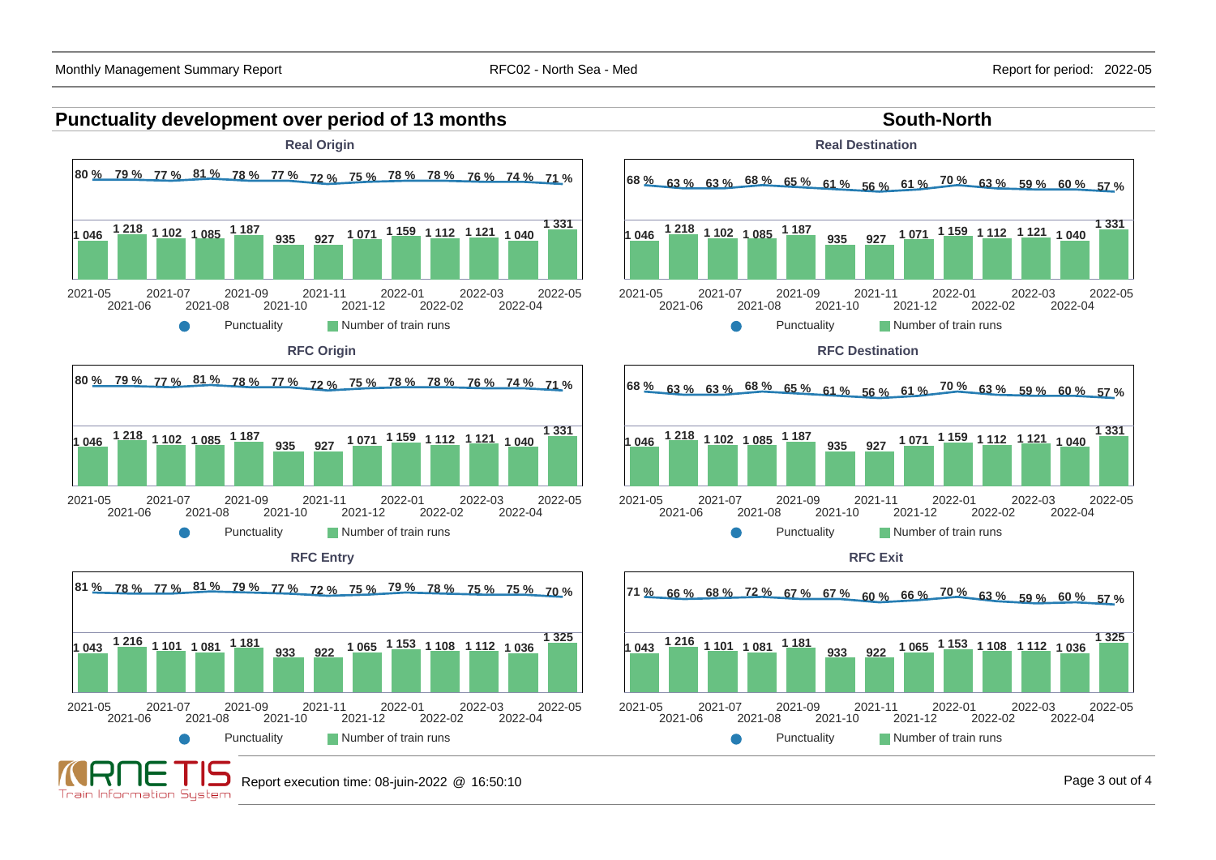## Punctuality development over period of 13 months

## South-North

### Real Origin

| Month | Punctuality | Number of train runs |
|---|---|---|
| 2021-05 | 80 % | 1 046 |
| 2021-06 | 79 % | 1 218 |
| 2021-07 | 77 % | 1 102 |
| 2021-08 | 81 % | 1 085 |
| 2021-09 | 78 % | 1 187 |
| 2021-10 | 77 % | 935 |
| 2021-11 | 72 % | 927 |
| 2021-12 | 75 % | 1 071 |
| 2022-01 | 78 % | 1 159 |
| 2022-02 | 78 % | 1 112 |
| 2022-03 | 76 % | 1 121 |
| 2022-04 | 74 % | 1 040 |
| 2022-05 | 71 % | 1 331 |

### Real Destination

| Month | Punctuality | Number of train runs |
|---|---|---|
| 2021-05 | 68 % | 1 046 |
| 2021-06 | 63 % | 1 218 |
| 2021-07 | 63 % | 1 102 |
| 2021-08 | 68 % | 1 085 |
| 2021-09 | 65 % | 1 187 |
| 2021-10 | 61 % | 935 |
| 2021-11 | 56 % | 927 |
| 2021-12 | 61 % | 1 071 |
| 2022-01 | 70 % | 1 159 |
| 2022-02 | 63 % | 1 112 |
| 2022-03 | 59 % | 1 121 |
| 2022-04 | 60 % | 1 040 |
| 2022-05 | 57 % | 1 331 |

### RFC Origin

| Month | Punctuality | Number of train runs |
|---|---|---|
| 2021-05 | 80 % | 1 046 |
| 2021-06 | 79 % | 1 218 |
| 2021-07 | 77 % | 1 102 |
| 2021-08 | 81 % | 1 085 |
| 2021-09 | 78 % | 1 187 |
| 2021-10 | 77 % | 935 |
| 2021-11 | 72 % | 927 |
| 2021-12 | 75 % | 1 071 |
| 2022-01 | 78 % | 1 159 |
| 2022-02 | 78 % | 1 112 |
| 2022-03 | 76 % | 1 121 |
| 2022-04 | 74 % | 1 040 |
| 2022-05 | 71 % | 1 331 |

### RFC Destination

| Month | Punctuality | Number of train runs |
|---|---|---|
| 2021-05 | 68 % | 1 046 |
| 2021-06 | 63 % | 1 218 |
| 2021-07 | 63 % | 1 102 |
| 2021-08 | 68 % | 1 085 |
| 2021-09 | 65 % | 1 187 |
| 2021-10 | 61 % | 935 |
| 2021-11 | 56 % | 927 |
| 2021-12 | 61 % | 1 071 |
| 2022-01 | 70 % | 1 159 |
| 2022-02 | 63 % | 1 112 |
| 2022-03 | 59 % | 1 121 |
| 2022-04 | 60 % | 1 040 |
| 2022-05 | 57 % | 1 331 |

### RFC Entry

| Month | Punctuality | Number of train runs |
|---|---|---|
| 2021-05 | 81 % | 1 043 |
| 2021-06 | 78 % | 1 216 |
| 2021-07 | 77 % | 1 101 |
| 2021-08 | 81 % | 1 081 |
| 2021-09 | 79 % | 1 181 |
| 2021-10 | 77 % | 933 |
| 2021-11 | 72 % | 922 |
| 2021-12 | 75 % | 1 065 |
| 2022-01 | 79 % | 1 153 |
| 2022-02 | 78 % | 1 108 |
| 2022-03 | 75 % | 1 112 |
| 2022-04 | 75 % | 1 036 |
| 2022-05 | 70 % | 1 325 |

### RFC Exit

| Month | Punctuality | Number of train runs |
|---|---|---|
| 2021-05 | 71 % | 1 043 |
| 2021-06 | 66 % | 1 216 |
| 2021-07 | 68 % | 1 101 |
| 2021-08 | 72 % | 1 081 |
| 2021-09 | 67 % | 1 181 |
| 2021-10 | 67 % | 933 |
| 2021-11 | 60 % | 922 |
| 2021-12 | 66 % | 1 065 |
| 2022-01 | 70 % | 1 153 |
| 2022-02 | 63 % | 1 108 |
| 2022-03 | 59 % | 1 112 |
| 2022-04 | 60 % | 1 036 |
| 2022-05 | 57 % | 1 325 |

Report execution time: 08-juin-2022 @ 16:50:10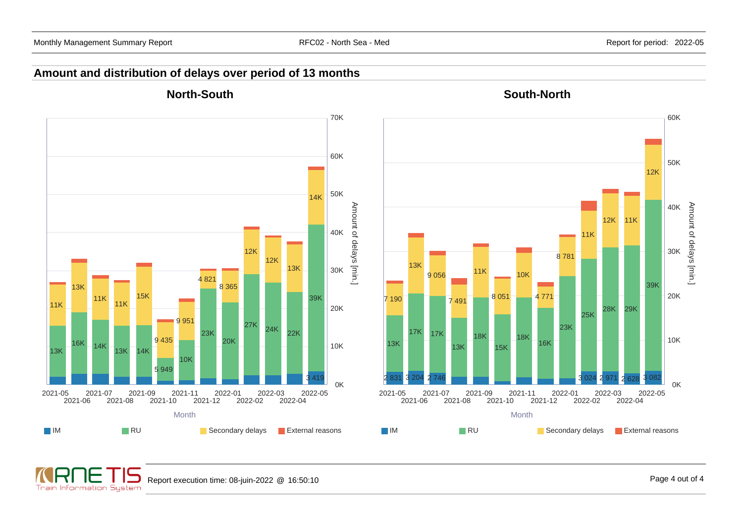## Amount and distribution of delays over period of 13 months

### North-South

Amount of delays [min.]

70K
60K
50K
40K
30K
20K
10K
0K

11K 13K 11K 11K 15K 9 435 9 951 4 821 8 365 12K 12K 13K 14K
13K 16K 14K 13K 14K 5 949 10K 23K 20K 27K 24K 22K 39K
3 419

2021-05 2021-06 2021-07 2021-08 2021-09 2021-10 2021-11 2021-12 2022-01 2022-02 2022-03 2022-04 2022-05

Month

IM RU Secondary delays External reasons

### South-North

Amount of delays [min.]

60K
50K
40K
30K
20K
10K
0K

7 190 13K 9 056 7 491 11K 8 051 10K 4 771 8 781 11K 12K 11K 12K
13K 17K 17K 13K 18K 15K 18K 16K 23K 25K 28K 29K 39K
2 831 3 204 2 746 3 024 2 971 2 628 3 082

2021-05 2021-06 2021-07 2021-08 2021-09 2021-10 2021-11 2021-12 2022-01 2022-02 2022-03 2022-04 2022-05

Month

IM RU Secondary delays External reasons

Report execution time: 08-juin-2022 @ 16:50:10